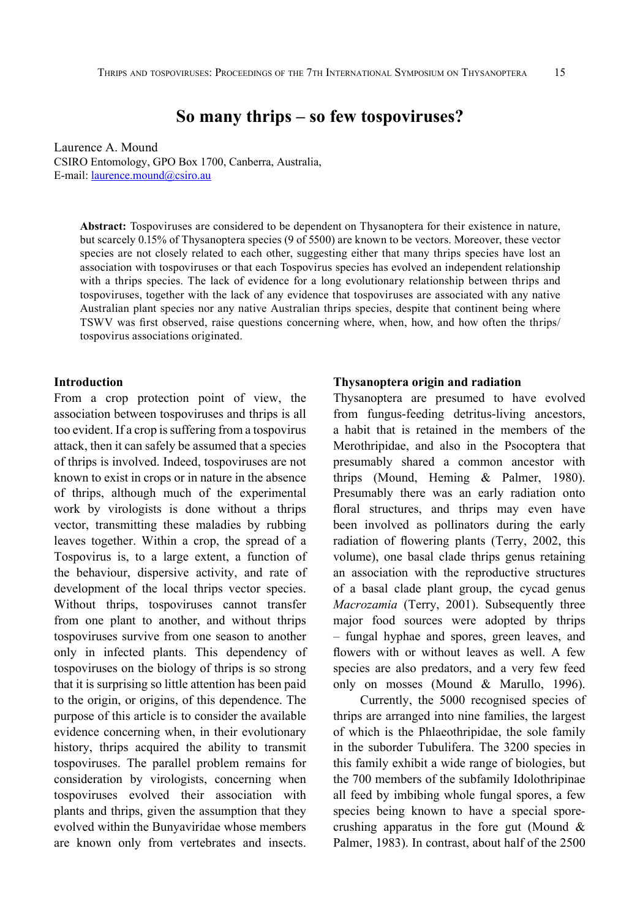# So many thrips – so few tospoviruses?

Laurence A. Mound
CSIRO Entomology, GPO Box 1700, Canberra, Australia,
E-mail: laurence.mound@csiro.au

**Abstract:** Tospoviruses are considered to be dependent on Thysanoptera for their existence in nature, but scarcely 0.15% of Thysanoptera species (9 of 5500) are known to be vectors. Moreover, these vector species are not closely related to each other, suggesting either that many thrips species have lost an association with tospoviruses or that each Tospovirus species has evolved an independent relationship with a thrips species. The lack of evidence for a long evolutionary relationship between thrips and tospoviruses, together with the lack of any evidence that tospoviruses are associated with any native Australian plant species nor any native Australian thrips species, despite that continent being where TSWV was first observed, raise questions concerning where, when, how, and how often the thrips/tospovirus associations originated.

## Introduction

From a crop protection point of view, the association between tospoviruses and thrips is all too evident. If a crop is suffering from a tospovirus attack, then it can safely be assumed that a species of thrips is involved. Indeed, tospoviruses are not known to exist in crops or in nature in the absence of thrips, although much of the experimental work by virologists is done without a thrips vector, transmitting these maladies by rubbing leaves together. Within a crop, the spread of a Tospovirus is, to a large extent, a function of the behaviour, dispersive activity, and rate of development of the local thrips vector species. Without thrips, tospoviruses cannot transfer from one plant to another, and without thrips tospoviruses survive from one season to another only in infected plants. This dependency of tospoviruses on the biology of thrips is so strong that it is surprising so little attention has been paid to the origin, or origins, of this dependence. The purpose of this article is to consider the available evidence concerning when, in their evolutionary history, thrips acquired the ability to transmit tospoviruses. The parallel problem remains for consideration by virologists, concerning when tospoviruses evolved their association with plants and thrips, given the assumption that they evolved within the Bunyaviridae whose members are known only from vertebrates and insects.

## Thysanoptera origin and radiation

Thysanoptera are presumed to have evolved from fungus-feeding detritus-living ancestors, a habit that is retained in the members of the Merothripidae, and also in the Psocoptera that presumably shared a common ancestor with thrips (Mound, Heming & Palmer, 1980). Presumably there was an early radiation onto floral structures, and thrips may even have been involved as pollinators during the early radiation of flowering plants (Terry, 2002, this volume), one basal clade thrips genus retaining an association with the reproductive structures of a basal clade plant group, the cycad genus *Macrozamia* (Terry, 2001). Subsequently three major food sources were adopted by thrips – fungal hyphae and spores, green leaves, and flowers with or without leaves as well. A few species are also predators, and a very few feed only on mosses (Mound & Marullo, 1996).

Currently, the 5000 recognised species of thrips are arranged into nine families, the largest of which is the Phlaeothripidae, the sole family in the suborder Tubulifera. The 3200 species in this family exhibit a wide range of biologies, but the 700 members of the subfamily Idolothripinae all feed by imbibing whole fungal spores, a few species being known to have a special spore-crushing apparatus in the fore gut (Mound & Palmer, 1983). In contrast, about half of the 2500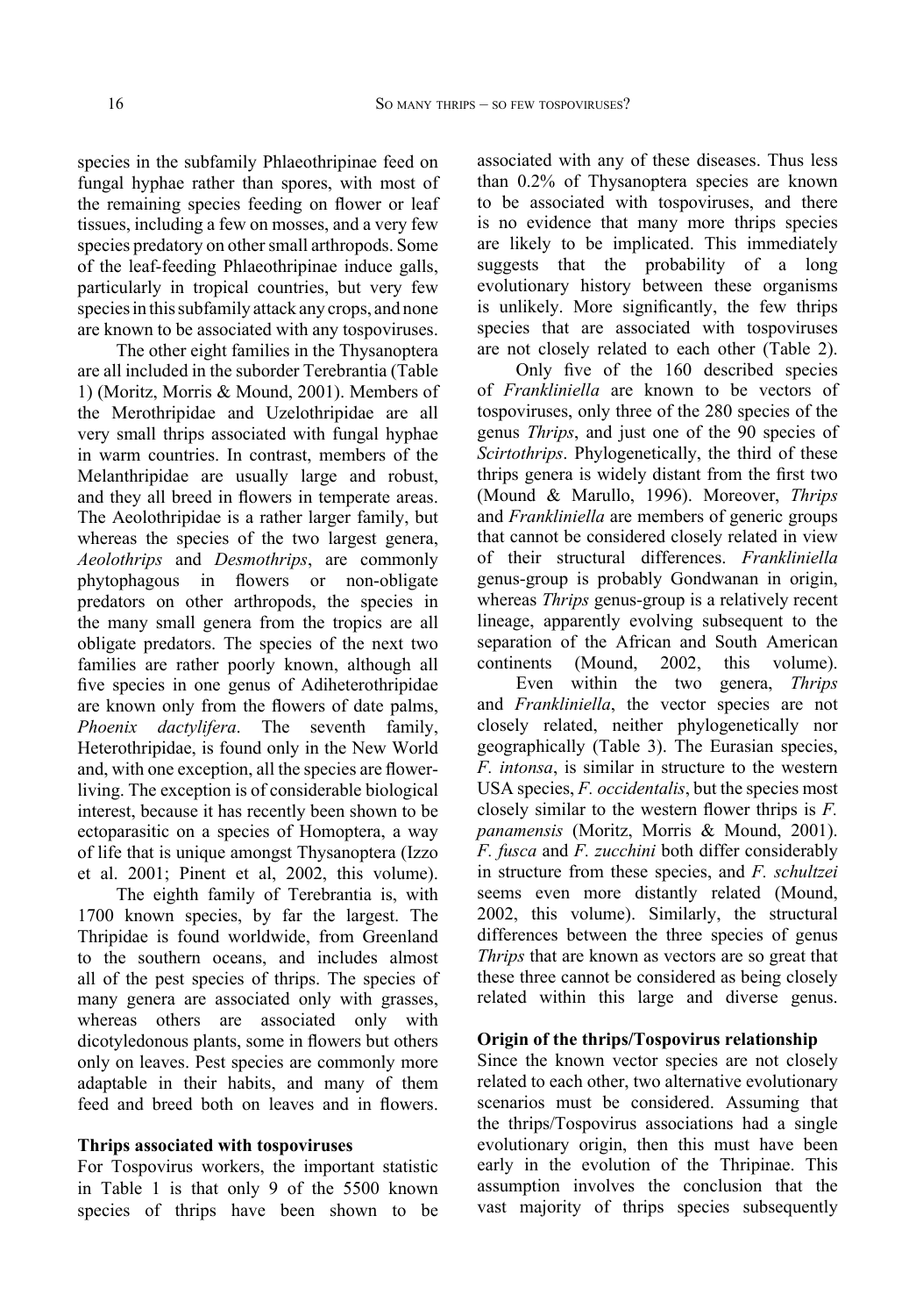species in the subfamily Phlaeothripinae feed on fungal hyphae rather than spores, with most of the remaining species feeding on flower or leaf tissues, including a few on mosses, and a very few species predatory on other small arthropods. Some of the leaf-feeding Phlaeothripinae induce galls, particularly in tropical countries, but very few species in this subfamily attack any crops, and none are known to be associated with any tospoviruses.

The other eight families in the Thysanoptera are all included in the suborder Terebrantia (Table 1) (Moritz, Morris & Mound, 2001). Members of the Merothripidae and Uzelothripidae are all very small thrips associated with fungal hyphae in warm countries. In contrast, members of the Melanthripidae are usually large and robust, and they all breed in flowers in temperate areas. The Aeolothripidae is a rather larger family, but whereas the species of the two largest genera, *Aeolothrips* and *Desmothrips*, are commonly phytophagous in flowers or non-obligate predators on other arthropods, the species in the many small genera from the tropics are all obligate predators. The species of the next two families are rather poorly known, although all five species in one genus of Adiheterothripidae are known only from the flowers of date palms, *Phoenix dactylifera*. The seventh family, Heterothripidae, is found only in the New World and, with one exception, all the species are flower-living. The exception is of considerable biological interest, because it has recently been shown to be ectoparasitic on a species of Homoptera, a way of life that is unique amongst Thysanoptera (Izzo et al. 2001; Pinent et al, 2002, this volume).

The eighth family of Terebrantia is, with 1700 known species, by far the largest. The Thripidae is found worldwide, from Greenland to the southern oceans, and includes almost all of the pest species of thrips. The species of many genera are associated only with grasses, whereas others are associated only with dicotyledonous plants, some in flowers but others only on leaves. Pest species are commonly more adaptable in their habits, and many of them feed and breed both on leaves and in flowers.

**Thrips associated with tospoviruses**

For Tospovirus workers, the important statistic in Table 1 is that only 9 of the 5500 known species of thrips have been shown to be associated with any of these diseases. Thus less than 0.2% of Thysanoptera species are known to be associated with tospoviruses, and there is no evidence that many more thrips species are likely to be implicated. This immediately suggests that the probability of a long evolutionary history between these organisms is unlikely. More significantly, the few thrips species that are associated with tospoviruses are not closely related to each other (Table 2).

Only five of the 160 described species of *Frankliniella* are known to be vectors of tospoviruses, only three of the 280 species of the genus *Thrips*, and just one of the 90 species of *Scirtothrips*. Phylogenetically, the third of these thrips genera is widely distant from the first two (Mound & Marullo, 1996). Moreover, *Thrips* and *Frankliniella* are members of generic groups that cannot be considered closely related in view of their structural differences. *Frankliniella* genus-group is probably Gondwanan in origin, whereas *Thrips* genus-group is a relatively recent lineage, apparently evolving subsequent to the separation of the African and South American continents (Mound, 2002, this volume).

Even within the two genera, *Thrips* and *Frankliniella*, the vector species are not closely related, neither phylogenetically nor geographically (Table 3). The Eurasian species, *F. intonsa*, is similar in structure to the western USA species, *F. occidentalis*, but the species most closely similar to the western flower thrips is *F. panamensis* (Moritz, Morris & Mound, 2001). *F. fusca* and *F. zucchini* both differ considerably in structure from these species, and *F. schultzei* seems even more distantly related (Mound, 2002, this volume). Similarly, the structural differences between the three species of genus *Thrips* that are known as vectors are so great that these three cannot be considered as being closely related within this large and diverse genus.

**Origin of the thrips/Tospovirus relationship**

Since the known vector species are not closely related to each other, two alternative evolutionary scenarios must be considered. Assuming that the thrips/Tospovirus associations had a single evolutionary origin, then this must have been early in the evolution of the Thripinae. This assumption involves the conclusion that the vast majority of thrips species subsequently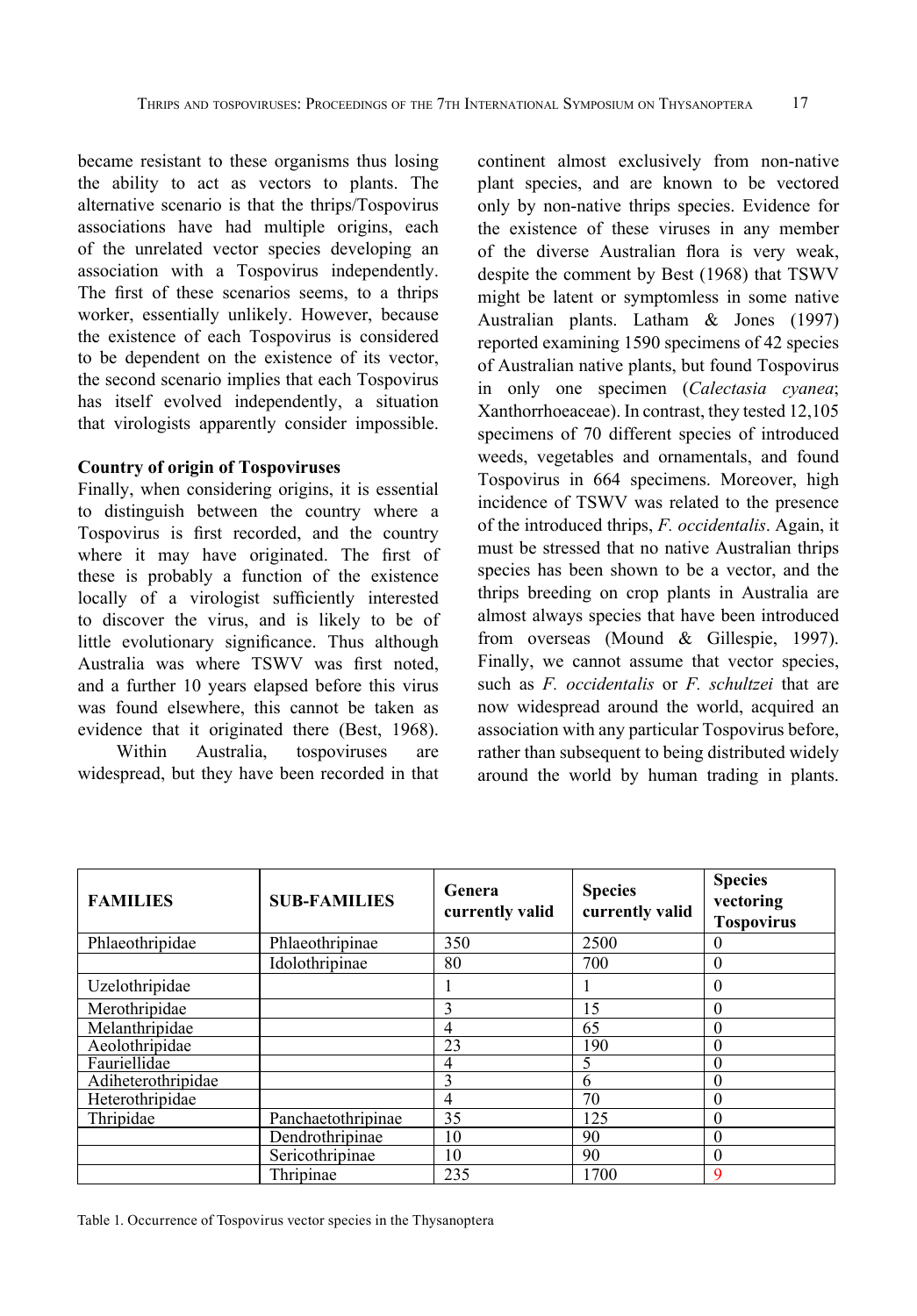became resistant to these organisms thus losing the ability to act as vectors to plants. The alternative scenario is that the thrips/Tospovirus associations have had multiple origins, each of the unrelated vector species developing an association with a Tospovirus independently. The first of these scenarios seems, to a thrips worker, essentially unlikely. However, because the existence of each Tospovirus is considered to be dependent on the existence of its vector, the second scenario implies that each Tospovirus has itself evolved independently, a situation that virologists apparently consider impossible.

**Country of origin of Tospoviruses**

Finally, when considering origins, it is essential to distinguish between the country where a Tospovirus is first recorded, and the country where it may have originated. The first of these is probably a function of the existence locally of a virologist sufficiently interested to discover the virus, and is likely to be of little evolutionary significance. Thus although Australia was where TSWV was first noted, and a further 10 years elapsed before this virus was found elsewhere, this cannot be taken as evidence that it originated there (Best, 1968).

Within Australia, tospoviruses are widespread, but they have been recorded in that continent almost exclusively from non-native plant species, and are known to be vectored only by non-native thrips species. Evidence for the existence of these viruses in any member of the diverse Australian flora is very weak, despite the comment by Best (1968) that TSWV might be latent or symptomless in some native Australian plants. Latham & Jones (1997) reported examining 1590 specimens of 42 species of Australian native plants, but found Tospovirus in only one specimen (*Calectasia cyanea*; Xanthorrhoeaceae). In contrast, they tested 12,105 specimens of 70 different species of introduced weeds, vegetables and ornamentals, and found Tospovirus in 664 specimens. Moreover, high incidence of TSWV was related to the presence of the introduced thrips, *F. occidentalis*. Again, it must be stressed that no native Australian thrips species has been shown to be a vector, and the thrips breeding on crop plants in Australia are almost always species that have been introduced from overseas (Mound & Gillespie, 1997). Finally, we cannot assume that vector species, such as *F. occidentalis* or *F. schultzei* that are now widespread around the world, acquired an association with any particular Tospovirus before, rather than subsequent to being distributed widely around the world by human trading in plants.

| FAMILIES | SUB-FAMILIES | Genera currently valid | Species currently valid | Species vectoring Tospovirus |
|---|---|---|---|---|
| Phlaeothripidae | Phlaeothripinae | 350 | 2500 | 0 |
| | Idolothripinae | 80 | 700 | 0 |
| Uzelothripidae | | 1 | 1 | 0 |
| Merothripidae | | 3 | 15 | 0 |
| Melanthripidae | | 4 | 65 | 0 |
| Aeolothripidae | | 23 | 190 | 0 |
| Fauriellidae | | 4 | 5 | 0 |
| Adiheterothripidae | | 3 | 6 | 0 |
| Heterothripidae | | 4 | 70 | 0 |
| Thripidae | Panchaetothripinae | 35 | 125 | 0 |
| | Dendrothripinae | 10 | 90 | 0 |
| | Sericothripinae | 10 | 90 | 0 |
| | Thripinae | 235 | 1700 | 9 |

Table 1. Occurrence of Tospovirus vector species in the Thysanoptera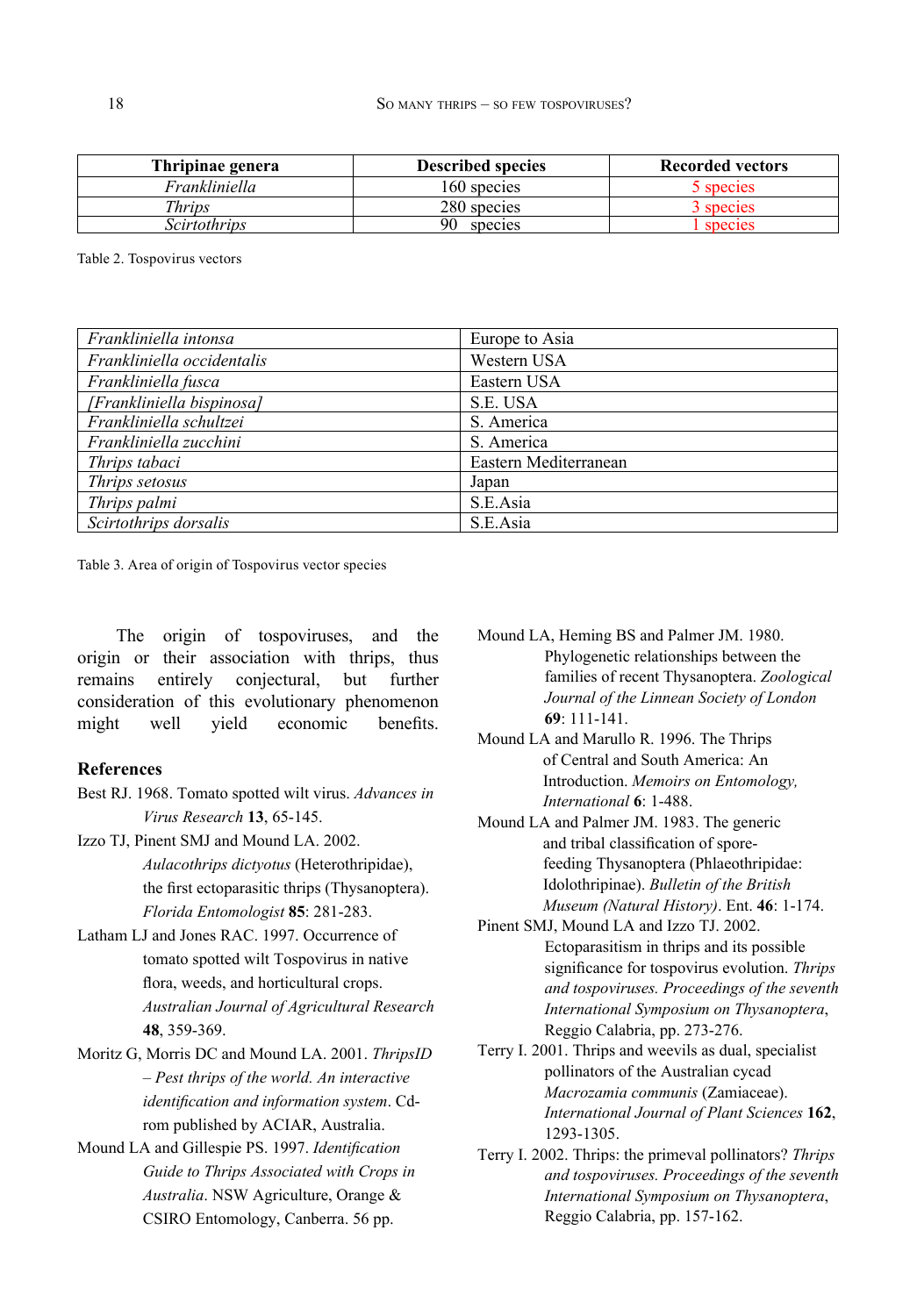| Thripinae genera | Described species | Recorded vectors |
|---|---|---|
| *Frankliniella* | 160 species | 5 species |
| *Thrips* | 280 species | 3 species |
| *Scirtothrips* | 90 species | 1 species |

Table 2. Tospovirus vectors

| | |
|---|---|
| *Frankliniella intonsa* | Europe to Asia |
| *Frankliniella occidentalis* | Western USA |
| *Frankliniella fusca* | Eastern USA |
| *[Frankliniella bispinosa]* | S.E. USA |
| *Frankliniella schultzei* | S. America |
| *Frankliniella zucchini* | S. America |
| *Thrips tabaci* | Eastern Mediterranean |
| *Thrips setosus* | Japan |
| *Thrips palmi* | S.E.Asia |
| *Scirtothrips dorsalis* | S.E.Asia |

Table 3. Area of origin of Tospovirus vector species

The origin of tospoviruses, and the origin or their association with thrips, thus remains entirely conjectural, but further consideration of this evolutionary phenomenon might well yield economic benefits.

## References

Best RJ. 1968. Tomato spotted wilt virus. *Advances in Virus Research* **13**, 65-145.

Izzo TJ, Pinent SMJ and Mound LA. 2002. *Aulacothrips dictyotus* (Heterothripidae), the first ectoparasitic thrips (Thysanoptera). *Florida Entomologist* **85**: 281-283.

Latham LJ and Jones RAC. 1997. Occurrence of tomato spotted wilt Tospovirus in native flora, weeds, and horticultural crops. *Australian Journal of Agricultural Research* **48**, 359-369.

Moritz G, Morris DC and Mound LA. 2001. *ThripsID – Pest thrips of the world. An interactive identification and information system*. Cd-rom published by ACIAR, Australia.

Mound LA and Gillespie PS. 1997. *Identification Guide to Thrips Associated with Crops in Australia*. NSW Agriculture, Orange & CSIRO Entomology, Canberra. 56 pp.

Mound LA, Heming BS and Palmer JM. 1980. Phylogenetic relationships between the families of recent Thysanoptera. *Zoological Journal of the Linnean Society of London* **69**: 111-141.

Mound LA and Marullo R. 1996. The Thrips of Central and South America: An Introduction. *Memoirs on Entomology, International* **6**: 1-488.

Mound LA and Palmer JM. 1983. The generic and tribal classification of spore-feeding Thysanoptera (Phlaeothripidae: Idolothripinae). *Bulletin of the British Museum (Natural History)*. Ent. **46**: 1-174.

Pinent SMJ, Mound LA and Izzo TJ. 2002. Ectoparasitism in thrips and its possible significance for tospovirus evolution. *Thrips and tospoviruses. Proceedings of the seventh International Symposium on Thysanoptera*, Reggio Calabria, pp. 273-276.

Terry I. 2001. Thrips and weevils as dual, specialist pollinators of the Australian cycad *Macrozamia communis* (Zamiaceae). *International Journal of Plant Sciences* **162**, 1293-1305.

Terry I. 2002. Thrips: the primeval pollinators? *Thrips and tospoviruses. Proceedings of the seventh International Symposium on Thysanoptera*, Reggio Calabria, pp. 157-162.